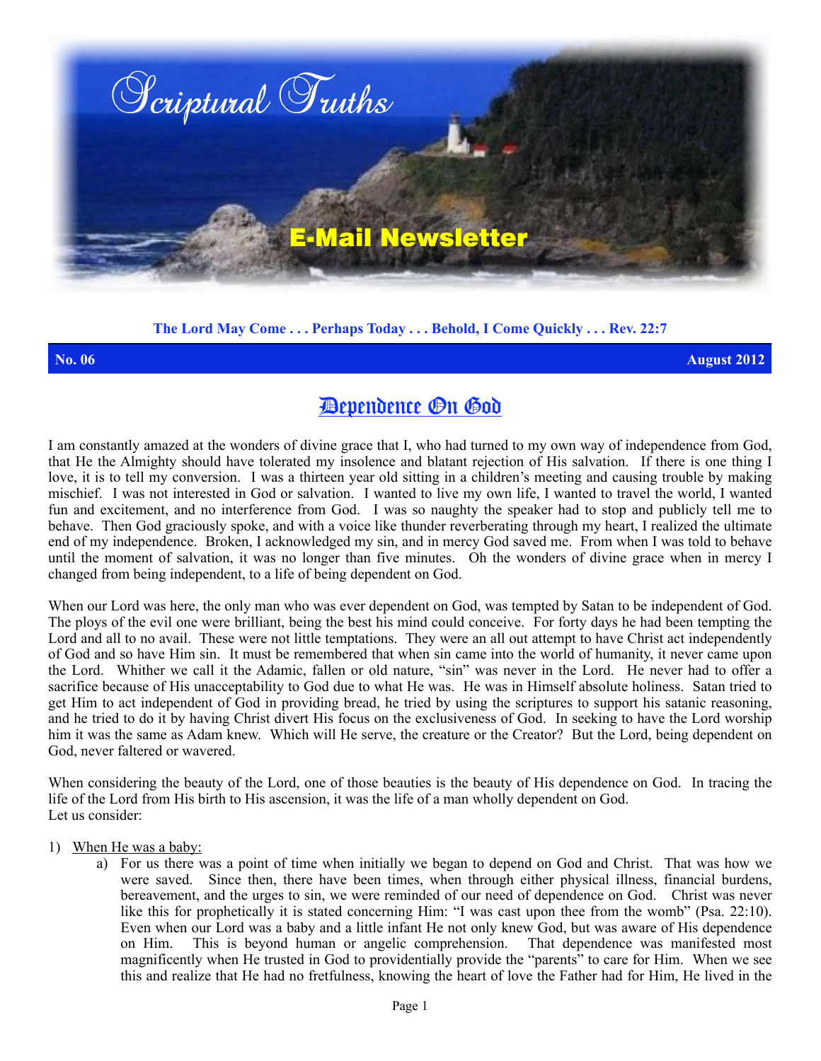# Scriptural Truths

## E-Mail Newsletter

**The Lord May Come . . . Perhaps Today . . . Behold, I Come Quickly . . . Rev. 22:7**

**No. 06** **August 2012**

## Dependence On God

I am constantly amazed at the wonders of divine grace that I, who had turned to my own way of independence from God, that He the Almighty should have tolerated my insolence and blatant rejection of His salvation. If there is one thing I love, it is to tell my conversion. I was a thirteen year old sitting in a children's meeting and causing trouble by making mischief. I was not interested in God or salvation. I wanted to live my own life, I wanted to travel the world, I wanted fun and excitement, and no interference from God. I was so naughty the speaker had to stop and publicly tell me to behave. Then God graciously spoke, and with a voice like thunder reverberating through my heart, I realized the ultimate end of my independence. Broken, I acknowledged my sin, and in mercy God saved me. From when I was told to behave until the moment of salvation, it was no longer than five minutes. Oh the wonders of divine grace when in mercy I changed from being independent, to a life of being dependent on God.

When our Lord was here, the only man who was ever dependent on God, was tempted by Satan to be independent of God. The ploys of the evil one were brilliant, being the best his mind could conceive. For forty days he had been tempting the Lord and all to no avail. These were not little temptations. They were an all out attempt to have Christ act independently of God and so have Him sin. It must be remembered that when sin came into the world of humanity, it never came upon the Lord. Whither we call it the Adamic, fallen or old nature, "sin" was never in the Lord. He never had to offer a sacrifice because of His unacceptability to God due to what He was. He was in Himself absolute holiness. Satan tried to get Him to act independent of God in providing bread, he tried by using the scriptures to support his satanic reasoning, and he tried to do it by having Christ divert His focus on the exclusiveness of God. In seeking to have the Lord worship him it was the same as Adam knew. Which will He serve, the creature or the Creator? But the Lord, being dependent on God, never faltered or wavered.

When considering the beauty of the Lord, one of those beauties is the beauty of His dependence on God. In tracing the life of the Lord from His birth to His ascension, it was the life of a man wholly dependent on God.
Let us consider:

1) When He was a baby:
   a) For us there was a point of time when initially we began to depend on God and Christ. That was how we were saved. Since then, there have been times, when through either physical illness, financial burdens, bereavement, and the urges to sin, we were reminded of our need of dependence on God. Christ was never like this for prophetically it is stated concerning Him: "I was cast upon thee from the womb" (Psa. 22:10). Even when our Lord was a baby and a little infant He not only knew God, but was aware of His dependence on Him. This is beyond human or angelic comprehension. That dependence was manifested most magnificently when He trusted in God to providentially provide the "parents" to care for Him. When we see this and realize that He had no fretfulness, knowing the heart of love the Father had for Him, He lived in the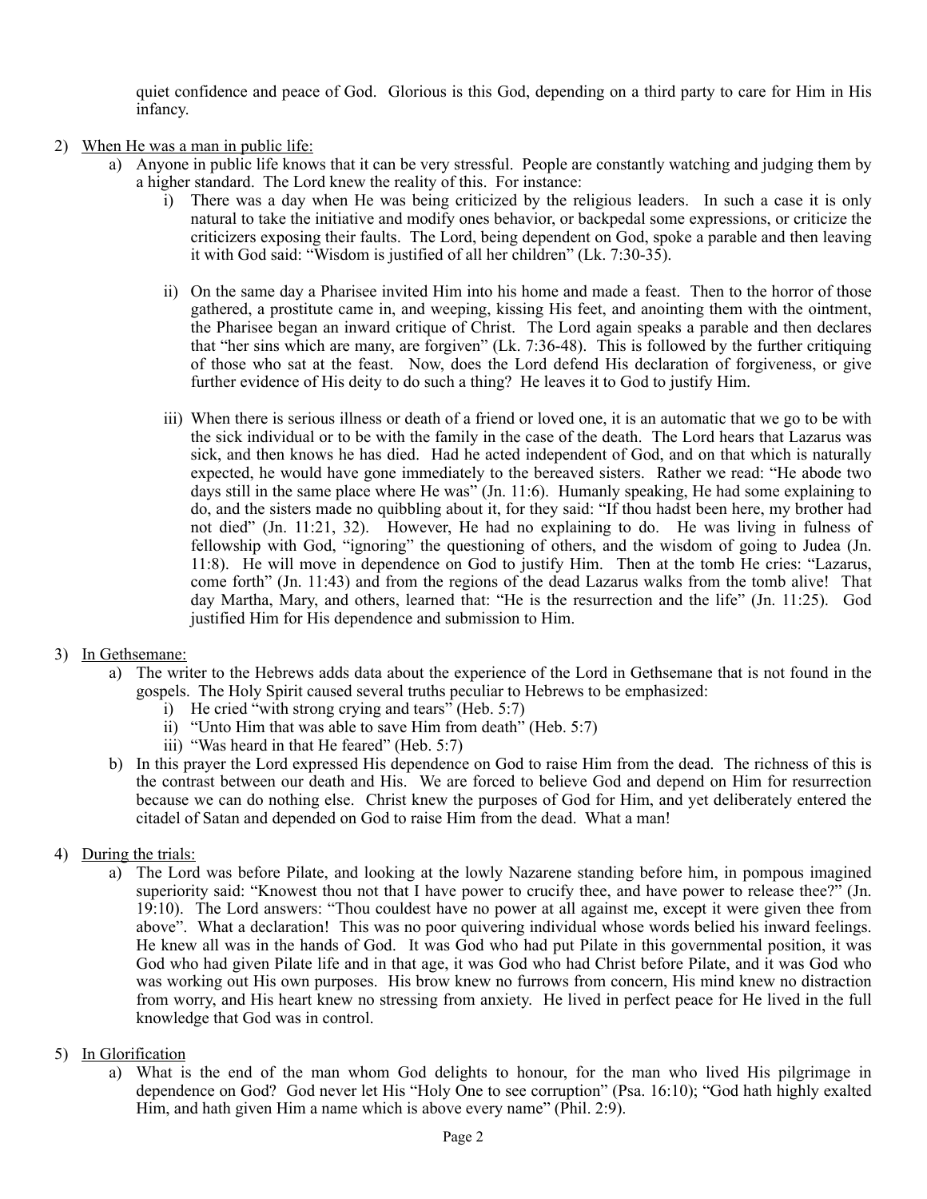quiet confidence and peace of God. Glorious is this God, depending on a third party to care for Him in His infancy.

2) <u>When He was a man in public life:</u>
   a) Anyone in public life knows that it can be very stressful. People are constantly watching and judging them by a higher standard. The Lord knew the reality of this. For instance:
      i) There was a day when He was being criticized by the religious leaders. In such a case it is only natural to take the initiative and modify ones behavior, or backpedal some expressions, or criticize the criticizers exposing their faults. The Lord, being dependent on God, spoke a parable and then leaving it with God said: "Wisdom is justified of all her children" (Lk. 7:30-35).

      ii) On the same day a Pharisee invited Him into his home and made a feast. Then to the horror of those gathered, a prostitute came in, and weeping, kissing His feet, and anointing them with the ointment, the Pharisee began an inward critique of Christ. The Lord again speaks a parable and then declares that "her sins which are many, are forgiven" (Lk. 7:36-48). This is followed by the further critiquing of those who sat at the feast. Now, does the Lord defend His declaration of forgiveness, or give further evidence of His deity to do such a thing? He leaves it to God to justify Him.

      iii) When there is serious illness or death of a friend or loved one, it is an automatic that we go to be with the sick individual or to be with the family in the case of the death. The Lord hears that Lazarus was sick, and then knows he has died. Had he acted independent of God, and on that which is naturally expected, he would have gone immediately to the bereaved sisters. Rather we read: "He abode two days still in the same place where He was" (Jn. 11:6). Humanly speaking, He had some explaining to do, and the sisters made no quibbling about it, for they said: "If thou hadst been here, my brother had not died" (Jn. 11:21, 32). However, He had no explaining to do. He was living in fulness of fellowship with God, "ignoring" the questioning of others, and the wisdom of going to Judea (Jn. 11:8). He will move in dependence on God to justify Him. Then at the tomb He cries: "Lazarus, come forth" (Jn. 11:43) and from the regions of the dead Lazarus walks from the tomb alive! That day Martha, Mary, and others, learned that: "He is the resurrection and the life" (Jn. 11:25). God justified Him for His dependence and submission to Him.

3) <u>In Gethsemane:</u>
   a) The writer to the Hebrews adds data about the experience of the Lord in Gethsemane that is not found in the gospels. The Holy Spirit caused several truths peculiar to Hebrews to be emphasized:
      i) He cried "with strong crying and tears" (Heb. 5:7)
      ii) "Unto Him that was able to save Him from death" (Heb. 5:7)
      iii) "Was heard in that He feared" (Heb. 5:7)
   b) In this prayer the Lord expressed His dependence on God to raise Him from the dead. The richness of this is the contrast between our death and His. We are forced to believe God and depend on Him for resurrection because we can do nothing else. Christ knew the purposes of God for Him, and yet deliberately entered the citadel of Satan and depended on God to raise Him from the dead. What a man!

4) <u>During the trials:</u>
   a) The Lord was before Pilate, and looking at the lowly Nazarene standing before him, in pompous imagined superiority said: "Knowest thou not that I have power to crucify thee, and have power to release thee?" (Jn. 19:10). The Lord answers: "Thou couldest have no power at all against me, except it were given thee from above". What a declaration! This was no poor quivering individual whose words belied his inward feelings. He knew all was in the hands of God. It was God who had put Pilate in this governmental position, it was God who had given Pilate life and in that age, it was God who had Christ before Pilate, and it was God who was working out His own purposes. His brow knew no furrows from concern, His mind knew no distraction from worry, and His heart knew no stressing from anxiety. He lived in perfect peace for He lived in the full knowledge that God was in control.

5) <u>In Glorification</u>
   a) What is the end of the man whom God delights to honour, for the man who lived His pilgrimage in dependence on God? God never let His "Holy One to see corruption" (Psa. 16:10); "God hath highly exalted Him, and hath given Him a name which is above every name" (Phil. 2:9).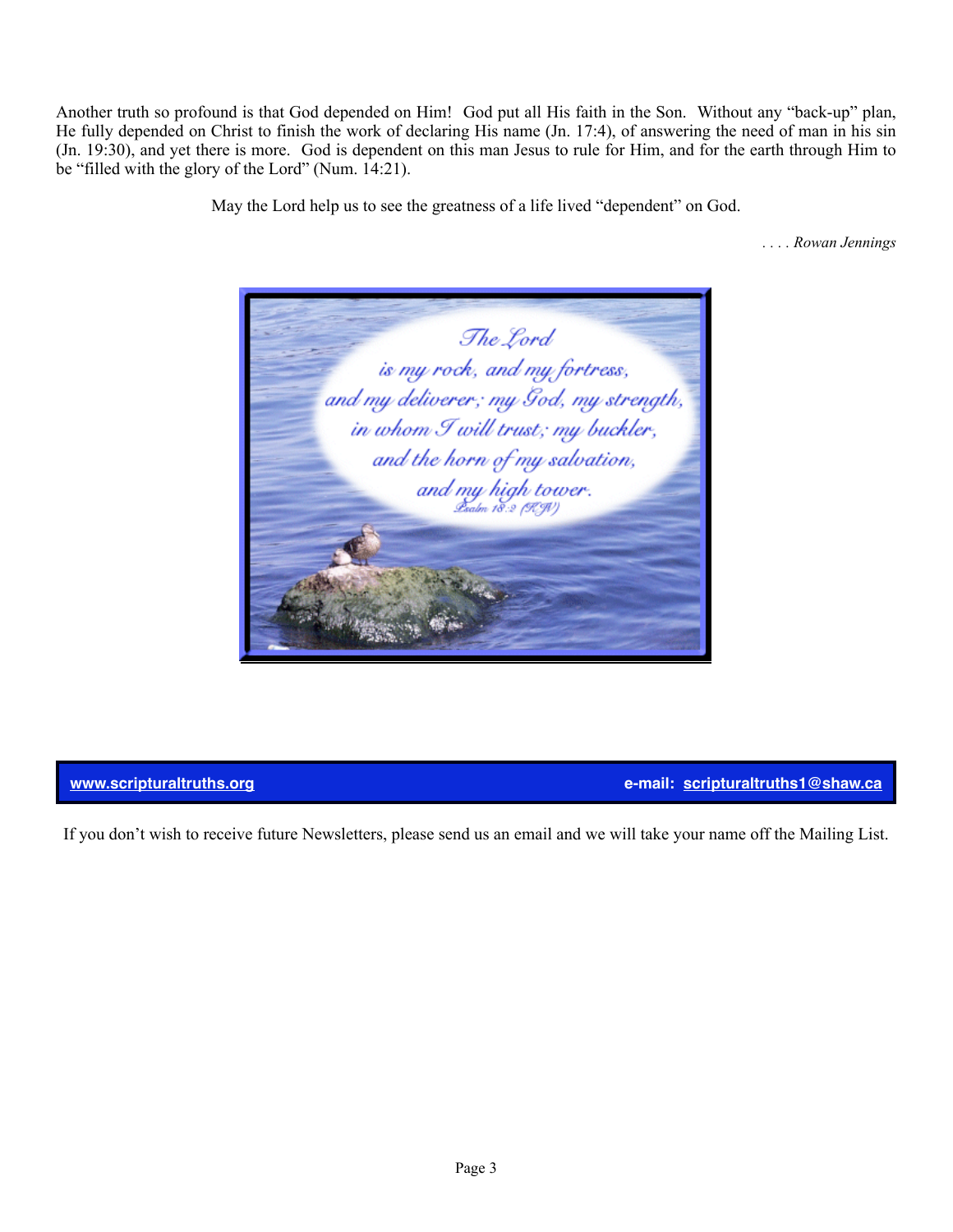Another truth so profound is that God depended on Him! God put all His faith in the Son. Without any "back-up" plan, He fully depended on Christ to finish the work of declaring His name (Jn. 17:4), of answering the need of man in his sin (Jn. 19:30), and yet there is more. God is dependent on this man Jesus to rule for Him, and for the earth through Him to be "filled with the glory of the Lord" (Num. 14:21).

May the Lord help us to see the greatness of a life lived "dependent" on God.

*. . . . Rowan Jennings*

*The Lord is my rock, and my fortress, and my deliverer; my God, my strength, in whom I will trust; my buckler, and the horn of my salvation, and my high tower.*
*Psalm 18:2 (KJV)*

**www.scripturaltruths.org** **e-mail: scripturaltruths1@shaw.ca**

If you don't wish to receive future Newsletters, please send us an email and we will take your name off the Mailing List.